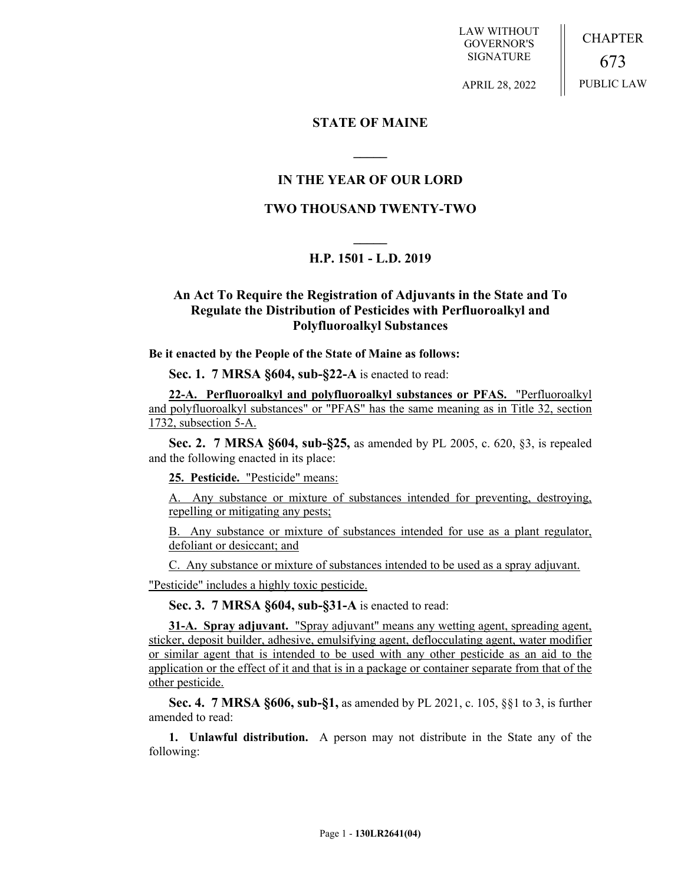LAW WITHOUT GOVERNOR'S SIGNATURE

APRIL 28, 2022

CHAPTER

673

PUBLIC LAW

## STATE OF MAINE

**IN THE YEAR OF OUR LORD**

**TWO THOUSAND TWENTY-TWO**

**H.P. 1501 - L.D. 2019**

### An Act To Require the Registration of Adjuvants in the State and To Regulate the Distribution of Pesticides with Perfluoroalkyl and Polyfluoroalkyl Substances

**Be it enacted by the People of the State of Maine as follows:**

**Sec. 1. 7 MRSA §604, sub-§22-A** is enacted to read:

**22-A. Perfluoroalkyl and polyfluoroalkyl substances or PFAS.** "Perfluoroalkyl and polyfluoroalkyl substances" or "PFAS" has the same meaning as in Title 32, section 1732, subsection 5-A.

**Sec. 2. 7 MRSA §604, sub-§25,** as amended by PL 2005, c. 620, §3, is repealed and the following enacted in its place:

**25. Pesticide.** "Pesticide" means:

A. Any substance or mixture of substances intended for preventing, destroying, repelling or mitigating any pests;

B. Any substance or mixture of substances intended for use as a plant regulator, defoliant or desiccant; and

C. Any substance or mixture of substances intended to be used as a spray adjuvant.

"Pesticide" includes a highly toxic pesticide.

**Sec. 3. 7 MRSA §604, sub-§31-A** is enacted to read:

**31-A. Spray adjuvant.** "Spray adjuvant" means any wetting agent, spreading agent, sticker, deposit builder, adhesive, emulsifying agent, deflocculating agent, water modifier or similar agent that is intended to be used with any other pesticide as an aid to the application or the effect of it and that is in a package or container separate from that of the other pesticide.

**Sec. 4. 7 MRSA §606, sub-§1,** as amended by PL 2021, c. 105, §§1 to 3, is further amended to read:

**1. Unlawful distribution.** A person may not distribute in the State any of the following: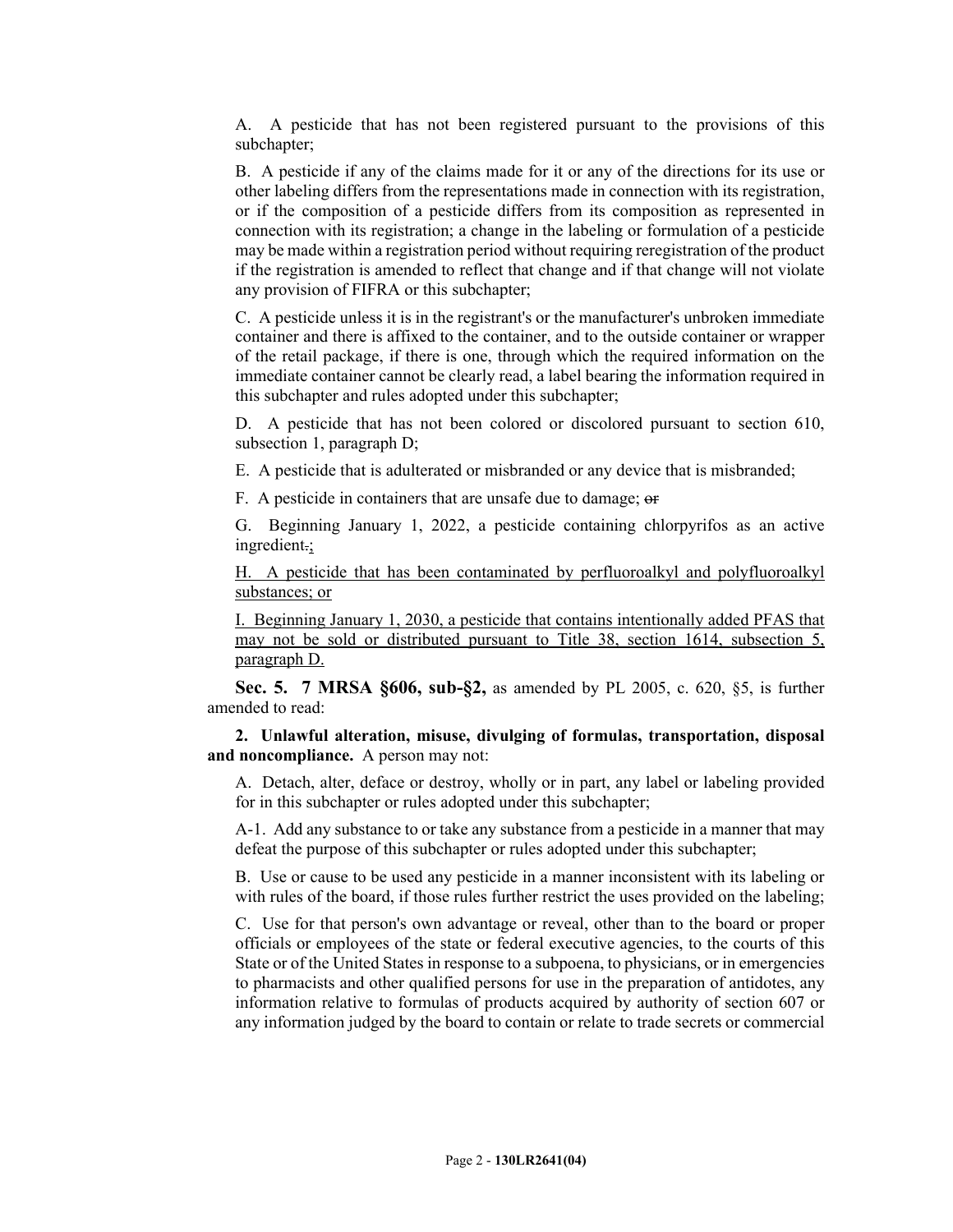A. A pesticide that has not been registered pursuant to the provisions of this subchapter;

B. A pesticide if any of the claims made for it or any of the directions for its use or other labeling differs from the representations made in connection with its registration, or if the composition of a pesticide differs from its composition as represented in connection with its registration; a change in the labeling or formulation of a pesticide may be made within a registration period without requiring reregistration of the product if the registration is amended to reflect that change and if that change will not violate any provision of FIFRA or this subchapter;

C. A pesticide unless it is in the registrant's or the manufacturer's unbroken immediate container and there is affixed to the container, and to the outside container or wrapper of the retail package, if there is one, through which the required information on the immediate container cannot be clearly read, a label bearing the information required in this subchapter and rules adopted under this subchapter;

D. A pesticide that has not been colored or discolored pursuant to section 610, subsection 1, paragraph D;

E. A pesticide that is adulterated or misbranded or any device that is misbranded;

F. A pesticide in containers that are unsafe due to damage; ~~or~~

G. Beginning January 1, 2022, a pesticide containing chlorpyrifos as an active ingredient~~.~~;

H. A pesticide that has been contaminated by perfluoroalkyl and polyfluoroalkyl substances; or

I. Beginning January 1, 2030, a pesticide that contains intentionally added PFAS that may not be sold or distributed pursuant to Title 38, section 1614, subsection 5, paragraph D.

**Sec. 5. 7 MRSA §606, sub-§2,** as amended by PL 2005, c. 620, §5, is further amended to read:

**2. Unlawful alteration, misuse, divulging of formulas, transportation, disposal and noncompliance.** A person may not:

A. Detach, alter, deface or destroy, wholly or in part, any label or labeling provided for in this subchapter or rules adopted under this subchapter;

A-1. Add any substance to or take any substance from a pesticide in a manner that may defeat the purpose of this subchapter or rules adopted under this subchapter;

B. Use or cause to be used any pesticide in a manner inconsistent with its labeling or with rules of the board, if those rules further restrict the uses provided on the labeling;

C. Use for that person's own advantage or reveal, other than to the board or proper officials or employees of the state or federal executive agencies, to the courts of this State or of the United States in response to a subpoena, to physicians, or in emergencies to pharmacists and other qualified persons for use in the preparation of antidotes, any information relative to formulas of products acquired by authority of section 607 or any information judged by the board to contain or relate to trade secrets or commercial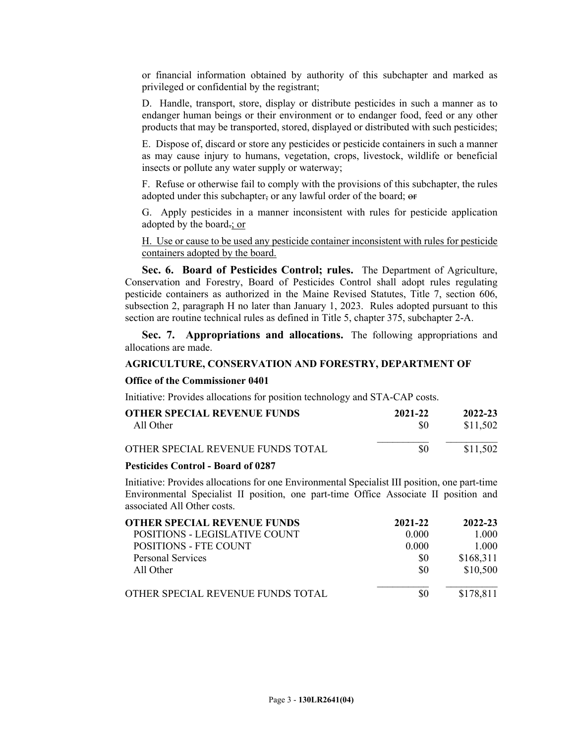or financial information obtained by authority of this subchapter and marked as privileged or confidential by the registrant;

D. Handle, transport, store, display or distribute pesticides in such a manner as to endanger human beings or their environment or to endanger food, feed or any other products that may be transported, stored, displayed or distributed with such pesticides;

E. Dispose of, discard or store any pesticides or pesticide containers in such a manner as may cause injury to humans, vegetation, crops, livestock, wildlife or beneficial insects or pollute any water supply or waterway;

F. Refuse or otherwise fail to comply with the provisions of this subchapter, the rules adopted under this subchapter, or any lawful order of the board; ~~or~~

G. Apply pesticides in a manner inconsistent with rules for pesticide application adopted by the board.; or

H. Use or cause to be used any pesticide container inconsistent with rules for pesticide containers adopted by the board.

**Sec. 6. Board of Pesticides Control; rules.** The Department of Agriculture, Conservation and Forestry, Board of Pesticides Control shall adopt rules regulating pesticide containers as authorized in the Maine Revised Statutes, Title 7, section 606, subsection 2, paragraph H no later than January 1, 2023. Rules adopted pursuant to this section are routine technical rules as defined in Title 5, chapter 375, subchapter 2-A.

**Sec. 7. Appropriations and allocations.** The following appropriations and allocations are made.

**AGRICULTURE, CONSERVATION AND FORESTRY, DEPARTMENT OF**

**Office of the Commissioner 0401**

Initiative: Provides allocations for position technology and STA-CAP costs.

| **OTHER SPECIAL REVENUE FUNDS** | **2021-22** | **2022-23** |
|---|---|---|
| All Other | $0 | $11,502 |
| OTHER SPECIAL REVENUE FUNDS TOTAL | $0 | $11,502 |

**Pesticides Control - Board of 0287**

Initiative: Provides allocations for one Environmental Specialist III position, one part-time Environmental Specialist II position, one part-time Office Associate II position and associated All Other costs.

| **OTHER SPECIAL REVENUE FUNDS** | **2021-22** | **2022-23** |
|---|---|---|
| POSITIONS - LEGISLATIVE COUNT | 0.000 | 1.000 |
| POSITIONS - FTE COUNT | 0.000 | 1.000 |
| Personal Services | $0 | $168,311 |
| All Other | $0 | $10,500 |
| OTHER SPECIAL REVENUE FUNDS TOTAL | $0 | $178,811 |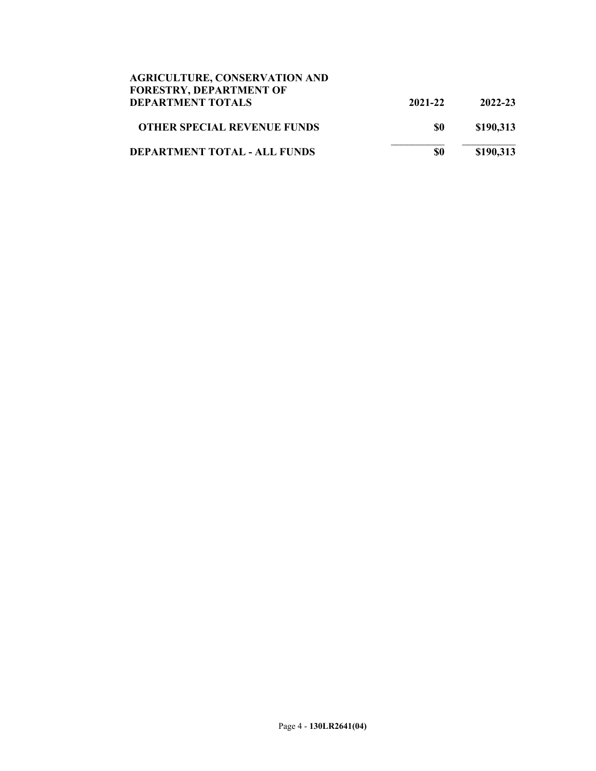| AGRICULTURE, CONSERVATION AND FORESTRY, DEPARTMENT OF DEPARTMENT TOTALS | 2021-22 | 2022-23 |
|---|---|---|
| OTHER SPECIAL REVENUE FUNDS | $0 | $190,313 |
| DEPARTMENT TOTAL - ALL FUNDS | $0 | $190,313 |